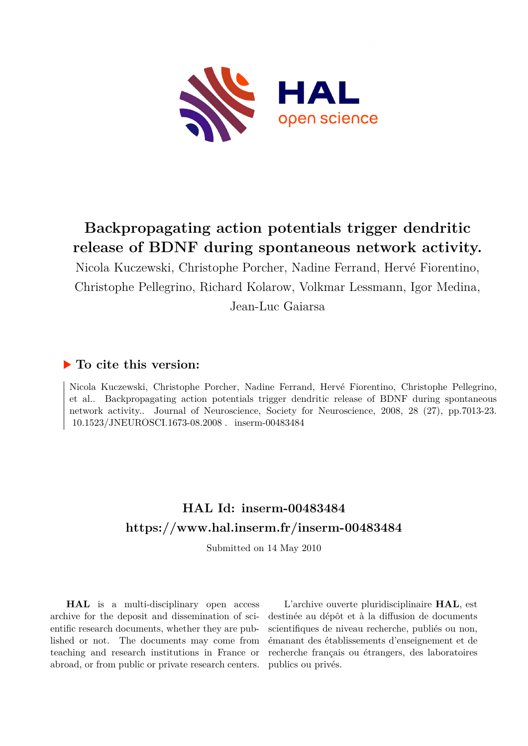# Backpropagating action potentials trigger dendritic release of BDNF during spontaneous network activity.

Nicola Kuczewski, Christophe Porcher, Nadine Ferrand, Hervé Fiorentino, Christophe Pellegrino, Richard Kolarow, Volkmar Lessmann, Igor Medina, Jean-Luc Gaiarsa

## ▶ To cite this version:

Nicola Kuczewski, Christophe Porcher, Nadine Ferrand, Hervé Fiorentino, Christophe Pellegrino, et al.. Backpropagating action potentials trigger dendritic release of BDNF during spontaneous network activity.. Journal of Neuroscience, Society for Neuroscience, 2008, 28 (27), pp.7013-23. 10.1523/JNEUROSCI.1673-08.2008 . inserm-00483484

## HAL Id: inserm-00483484
## https://www.hal.inserm.fr/inserm-00483484

Submitted on 14 May 2010

**HAL** is a multi-disciplinary open access archive for the deposit and dissemination of scientific research documents, whether they are published or not. The documents may come from teaching and research institutions in France or abroad, or from public or private research centers.

L'archive ouverte pluridisciplinaire **HAL**, est destinée au dépôt et à la diffusion de documents scientifiques de niveau recherche, publiés ou non, émanant des établissements d'enseignement et de recherche français ou étrangers, des laboratoires publics ou privés.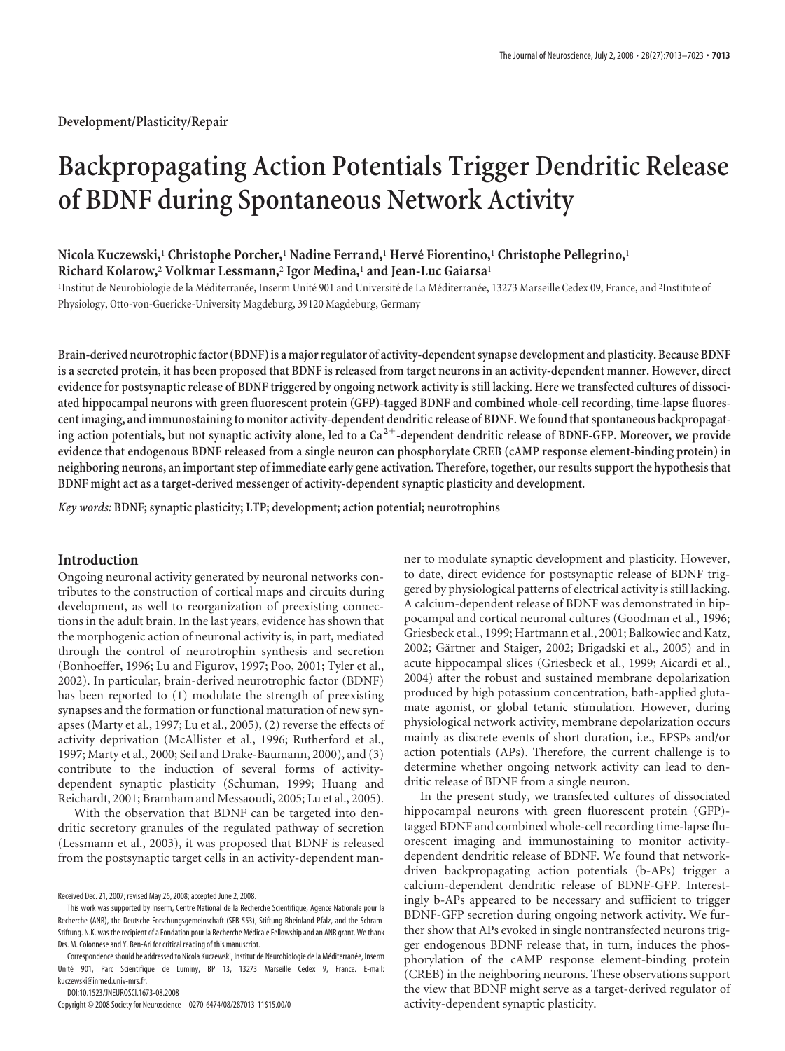Development/Plasticity/Repair

# Backpropagating Action Potentials Trigger Dendritic Release of BDNF during Spontaneous Network Activity

**Nicola Kuczewski,[1] Christophe Porcher,[1] Nadine Ferrand,[1] Hervé Fiorentino,[1] Christophe Pellegrino,[1] Richard Kolarow,[2] Volkmar Lessmann,[2] Igor Medina,[1] and Jean-Luc Gaiarsa[1]**

[1]Institut de Neurobiologie de la Méditerranée, Inserm Unité 901 and Université de La Méditerranée, 13273 Marseille Cedex 09, France, and [2]Institute of Physiology, Otto-von-Guericke-University Magdeburg, 39120 Magdeburg, Germany

**Brain-derived neurotrophic factor (BDNF) is a major regulator of activity-dependent synapse development and plasticity. Because BDNF is a secreted protein, it has been proposed that BDNF is released from target neurons in an activity-dependent manner. However, direct evidence for postsynaptic release of BDNF triggered by ongoing network activity is still lacking. Here we transfected cultures of dissociated hippocampal neurons with green fluorescent protein (GFP)-tagged BDNF and combined whole-cell recording, time-lapse fluorescent imaging, and immunostaining to monitor activity-dependent dendritic release of BDNF. We found that spontaneous backpropagating action potentials, but not synaptic activity alone, led to a $Ca^{2+}$-dependent dendritic release of BDNF-GFP. Moreover, we provide evidence that endogenous BDNF released from a single neuron can phosphorylate CREB (cAMP response element-binding protein) in neighboring neurons, an important step of immediate early gene activation. Therefore, together, our results support the hypothesis that BDNF might act as a target-derived messenger of activity-dependent synaptic plasticity and development.**

*Key words:* **BDNF; synaptic plasticity; LTP; development; action potential; neurotrophins**

## Introduction

Ongoing neuronal activity generated by neuronal networks contributes to the construction of cortical maps and circuits during development, as well to reorganization of preexisting connections in the adult brain. In the last years, evidence has shown that the morphogenic action of neuronal activity is, in part, mediated through the control of neurotrophin synthesis and secretion (Bonhoeffer, 1996; Lu and Figurov, 1997; Poo, 2001; Tyler et al., 2002). In particular, brain-derived neurotrophic factor (BDNF) has been reported to (1) modulate the strength of preexisting synapses and the formation or functional maturation of new synapses (Marty et al., 1997; Lu et al., 2005), (2) reverse the effects of activity deprivation (McAllister et al., 1996; Rutherford et al., 1997; Marty et al., 2000; Seil and Drake-Baumann, 2000), and (3) contribute to the induction of several forms of activity-dependent synaptic plasticity (Schuman, 1999; Huang and Reichardt, 2001; Bramham and Messaoudi, 2005; Lu et al., 2005).

With the observation that BDNF can be targeted into dendritic secretory granules of the regulated pathway of secretion (Lessmann et al., 2003), it was proposed that BDNF is released from the postsynaptic target cells in an activity-dependent manner to modulate synaptic development and plasticity. However, to date, direct evidence for postsynaptic release of BDNF triggered by physiological patterns of electrical activity is still lacking. A calcium-dependent release of BDNF was demonstrated in hippocampal and cortical neuronal cultures (Goodman et al., 1996; Griesbeck et al., 1999; Hartmann et al., 2001; Balkowiec and Katz, 2002; Gärtner and Staiger, 2002; Brigadski et al., 2005) and in acute hippocampal slices (Griesbeck et al., 1999; Aicardi et al., 2004) after the robust and sustained membrane depolarization produced by high potassium concentration, bath-applied glutamate agonist, or global tetanic stimulation. However, during physiological network activity, membrane depolarization occurs mainly as discrete events of short duration, i.e., EPSPs and/or action potentials (APs). Therefore, the current challenge is to determine whether ongoing network activity can lead to dendritic release of BDNF from a single neuron.

In the present study, we transfected cultures of dissociated hippocampal neurons with green fluorescent protein (GFP)-tagged BDNF and combined whole-cell recording time-lapse fluorescent imaging and immunostaining to monitor activity-dependent dendritic release of BDNF. We found that network-driven backpropagating action potentials (b-APs) trigger a calcium-dependent dendritic release of BDNF-GFP. Interestingly b-APs appeared to be necessary and sufficient to trigger BDNF-GFP secretion during ongoing network activity. We further show that APs evoked in single nontransfected neurons trigger endogenous BDNF release that, in turn, induces the phosphorylation of the cAMP response element-binding protein (CREB) in the neighboring neurons. These observations support the view that BDNF might serve as a target-derived regulator of activity-dependent synaptic plasticity.

Received Dec. 21, 2007; revised May 26, 2008; accepted June 2, 2008.

This work was supported by Inserm, Centre National de la Recherche Scientifique, Agence Nationale pour la Recherche (ANR), the Deutsche Forschungsgemeinschaft (SFB 553), Stiftung Rheinland-Pfalz, and the Schram-Stiftung. N.K. was the recipient of a Fondation pour la Recherche Médicale Fellowship and an ANR grant. We thank Drs. M. Colonnese and Y. Ben-Ari for critical reading of this manuscript.

Correspondence should be addressed to Nicola Kuczewski, Institut de Neurobiologie de la Méditerranée, Inserm Unité 901, Parc Scientifique de Luminy, BP 13, 13273 Marseille Cedex 9, France. E-mail: kuczewski@inmed.univ-mrs.fr.

DOI:10.1523/JNEUROSCI.1673-08.2008

Copyright © 2008 Society for Neuroscience 0270-6474/08/287013-11$15.00/0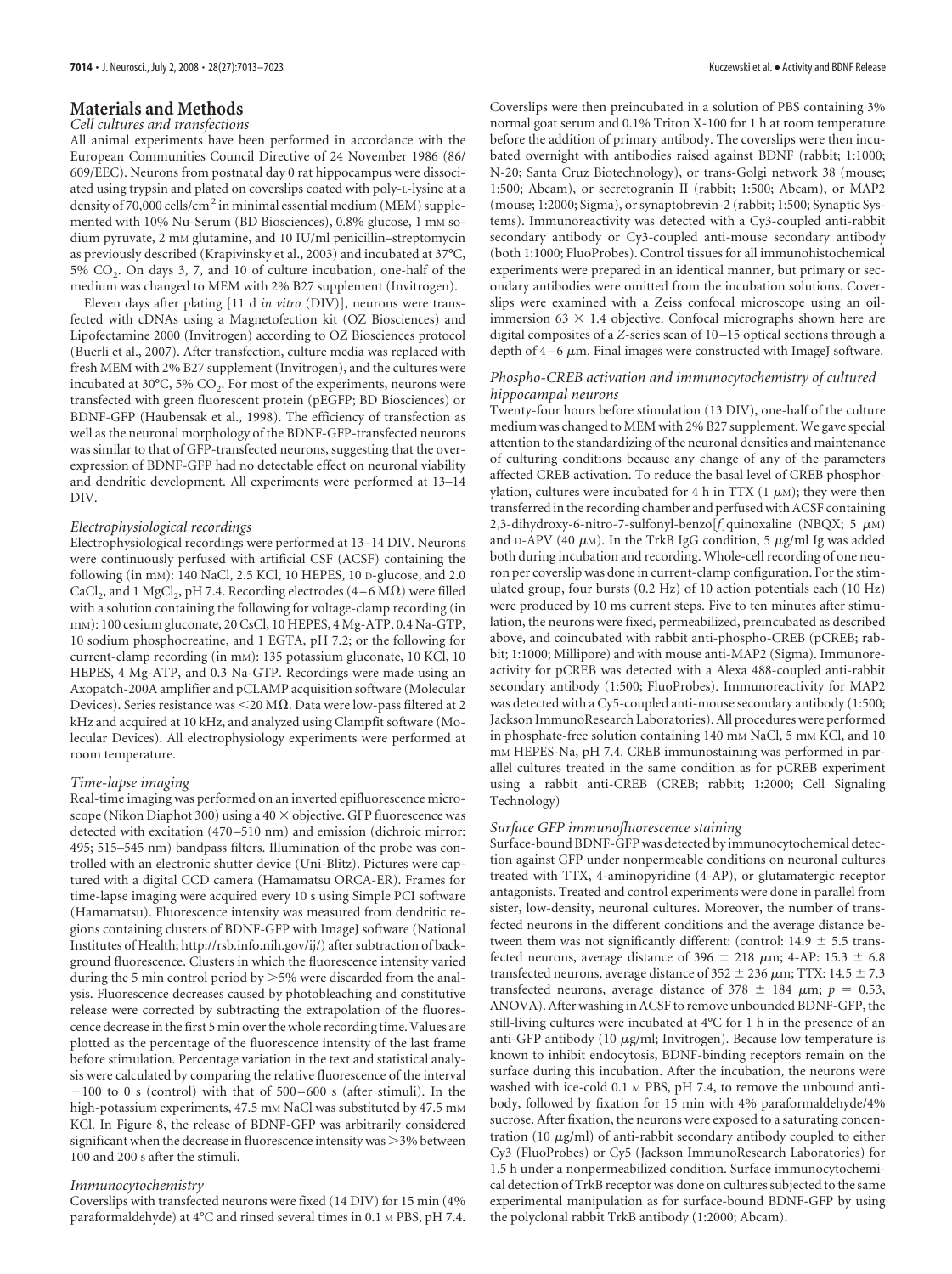## Materials and Methods

### Cell cultures and transfections

All animal experiments have been performed in accordance with the European Communities Council Directive of 24 November 1986 (86/609/EEC). Neurons from postnatal day 0 rat hippocampus were dissociated using trypsin and plated on coverslips coated with poly-L-lysine at a density of 70,000 cells/cm$^2$ in minimal essential medium (MEM) supplemented with 10% Nu-Serum (BD Biosciences), 0.8% glucose, 1 mM sodium pyruvate, 2 mM glutamine, and 10 IU/ml penicillin–streptomycin as previously described (Krapivinsky et al., 2003) and incubated at 37°C, 5% $CO_2$. On days 3, 7, and 10 of culture incubation, one-half of the medium was changed to MEM with 2% B27 supplement (Invitrogen).

Eleven days after plating [11 d *in vitro* (DIV)], neurons were transfected with cDNAs using a Magnetofection kit (OZ Biosciences) and Lipofectamine 2000 (Invitrogen) according to OZ Biosciences protocol (Buerli et al., 2007). After transfection, culture media was replaced with fresh MEM with 2% B27 supplement (Invitrogen), and the cultures were incubated at 30°C, 5% $CO_2$. For most of the experiments, neurons were transfected with green fluorescent protein (pEGFP; BD Biosciences) or BDNF-GFP (Haubensak et al., 1998). The efficiency of transfection as well as the neuronal morphology of the BDNF-GFP-transfected neurons was similar to that of GFP-transfected neurons, suggesting that the overexpression of BDNF-GFP had no detectable effect on neuronal viability and dendritic development. All experiments were performed at 13–14 DIV.

### Electrophysiological recordings

Electrophysiological recordings were performed at 13–14 DIV. Neurons were continuously perfused with artificial CSF (ACSF) containing the following (in mM): 140 NaCl, 2.5 KCl, 10 HEPES, 10 D-glucose, and 2.0 $CaCl_2$, and 1 $MgCl_2$, pH 7.4. Recording electrodes (4–6 M$\Omega$) were filled with a solution containing the following for voltage-clamp recording (in mM): 100 cesium gluconate, 20 CsCl, 10 HEPES, 4 Mg-ATP, 0.4 Na-GTP, 10 sodium phosphocreatine, and 1 EGTA, pH 7.2; or the following for current-clamp recording (in mM): 135 potassium gluconate, 10 KCl, 10 HEPES, 4 Mg-ATP, and 0.3 Na-GTP. Recordings were made using an Axopatch-200A amplifier and pCLAMP acquisition software (Molecular Devices). Series resistance was <20 M$\Omega$. Data were low-pass filtered at 2 kHz and acquired at 10 kHz, and analyzed using Clampfit software (Molecular Devices). All electrophysiology experiments were performed at room temperature.

### Time-lapse imaging

Real-time imaging was performed on an inverted epifluorescence microscope (Nikon Diaphot 300) using a 40 × objective. GFP fluorescence was detected with excitation (470–510 nm) and emission (dichroic mirror: 495; 515–545 nm) bandpass filters. Illumination of the probe was controlled with an electronic shutter device (Uni-Blitz). Pictures were captured with a digital CCD camera (Hamamatsu ORCA-ER). Frames for time-lapse imaging were acquired every 10 s using Simple PCI software (Hamamatsu). Fluorescence intensity was measured from dendritic regions containing clusters of BDNF-GFP with ImageJ software (National Institutes of Health; http://rsb.info.nih.gov/ij/) after subtraction of background fluorescence. Clusters in which the fluorescence intensity varied during the 5 min control period by >5% were discarded from the analysis. Fluorescence decreases caused by photobleaching and constitutive release were corrected by subtracting the extrapolation of the fluorescence decrease in the first 5 min over the whole recording time. Values are plotted as the percentage of the fluorescence intensity of the last frame before stimulation. Percentage variation in the text and statistical analysis were calculated by comparing the relative fluorescence of the interval −100 to 0 s (control) with that of 500–600 s (after stimuli). In the high-potassium experiments, 47.5 mM NaCl was substituted by 47.5 mM KCl. In Figure 8, the release of BDNF-GFP was arbitrarily considered significant when the decrease in fluorescence intensity was >3% between 100 and 200 s after the stimuli.

### Immunocytochemistry

Coverslips with transfected neurons were fixed (14 DIV) for 15 min (4% paraformaldehyde) at 4°C and rinsed several times in 0.1 M PBS, pH 7.4. Coverslips were then preincubated in a solution of PBS containing 3% normal goat serum and 0.1% Triton X-100 for 1 h at room temperature before the addition of primary antibody. The coverslips were then incubated overnight with antibodies raised against BDNF (rabbit; 1:1000; N-20; Santa Cruz Biotechnology), or trans-Golgi network 38 (mouse; 1:500; Abcam), or secretogranin II (rabbit; 1:500; Abcam), or MAP2 (mouse; 1:2000; Sigma), or synaptobrevin-2 (rabbit; 1:500; Synaptic Systems). Immunoreactivity was detected with a Cy3-coupled anti-rabbit secondary antibody or Cy3-coupled anti-mouse secondary antibody (both 1:1000; FluoProbes). Control tissues for all immunohistochemical experiments were prepared in an identical manner, but primary or secondary antibodies were omitted from the incubation solutions. Coverslips were examined with a Zeiss confocal microscope using an oil-immersion 63 × 1.4 objective. Confocal micrographs shown here are digital composites of a *Z*-series scan of 10–15 optical sections through a depth of 4–6 $\mu$m. Final images were constructed with ImageJ software.

### Phospho-CREB activation and immunocytochemistry of cultured hippocampal neurons

Twenty-four hours before stimulation (13 DIV), one-half of the culture medium was changed to MEM with 2% B27 supplement. We gave special attention to the standardizing of the neuronal densities and maintenance of culturing conditions because any change of any of the parameters affected CREB activation. To reduce the basal level of CREB phosphorylation, cultures were incubated for 4 h in TTX (1 $\mu$M); they were then transferred in the recording chamber and perfused with ACSF containing 2,3-dihydroxy-6-nitro-7-sulfonyl-benzo[*f*]quinoxaline (NBQX; 5 $\mu$M) and D-APV (40 $\mu$M). In the TrkB IgG condition, 5 $\mu$g/ml Ig was added both during incubation and recording. Whole-cell recording of one neuron per coverslip was done in current-clamp configuration. For the stimulated group, four bursts (0.2 Hz) of 10 action potentials each (10 Hz) were produced by 10 ms current steps. Five to ten minutes after stimulation, the neurons were fixed, permeabilized, preincubated as described above, and coincubated with rabbit anti-phospho-CREB (pCREB; rabbit; 1:1000; Millipore) and with mouse anti-MAP2 (Sigma). Immunoreactivity for pCREB was detected with a Alexa 488-coupled anti-rabbit secondary antibody (1:500; FluoProbes). Immunoreactivity for MAP2 was detected with a Cy5-coupled anti-mouse secondary antibody (1:500; Jackson ImmunoResearch Laboratories). All procedures were performed in phosphate-free solution containing 140 mM NaCl, 5 mM KCl, and 10 mM HEPES-Na, pH 7.4. CREB immunostaining was performed in parallel cultures treated in the same condition as for pCREB experiment using a rabbit anti-CREB (CREB; rabbit; 1:2000; Cell Signaling Technology)

### Surface GFP immunofluorescence staining

Surface-bound BDNF-GFP was detected by immunocytochemical detection against GFP under nonpermeable conditions on neuronal cultures treated with TTX, 4-aminopyridine (4-AP), or glutamatergic receptor antagonists. Treated and control experiments were done in parallel from sister, low-density, neuronal cultures. Moreover, the number of transfected neurons in the different conditions and the average distance between them was not significantly different: (control: 14.9 ± 5.5 transfected neurons, average distance of 396 ± 218 $\mu$m; 4-AP: 15.3 ± 6.8 transfected neurons, average distance of 352 ± 236 $\mu$m; TTX: 14.5 ± 7.3 transfected neurons, average distance of 378 ± 184 $\mu$m; $p$ = 0.53, ANOVA). After washing in ACSF to remove unbounded BDNF-GFP, the still-living cultures were incubated at 4°C for 1 h in the presence of an anti-GFP antibody (10 $\mu$g/ml; Invitrogen). Because low temperature is known to inhibit endocytosis, BDNF-binding receptors remain on the surface during this incubation. After the incubation, the neurons were washed with ice-cold 0.1 M PBS, pH 7.4, to remove the unbound antibody, followed by fixation for 15 min with 4% paraformaldehyde/4% sucrose. After fixation, the neurons were exposed to a saturating concentration (10 $\mu$g/ml) of anti-rabbit secondary antibody coupled to either Cy3 (FluoProbes) or Cy5 (Jackson ImmunoResearch Laboratories) for 1.5 h under a nonpermeabilized condition. Surface immunocytochemical detection of TrkB receptor was done on cultures subjected to the same experimental manipulation as for surface-bound BDNF-GFP by using the polyclonal rabbit TrkB antibody (1:2000; Abcam).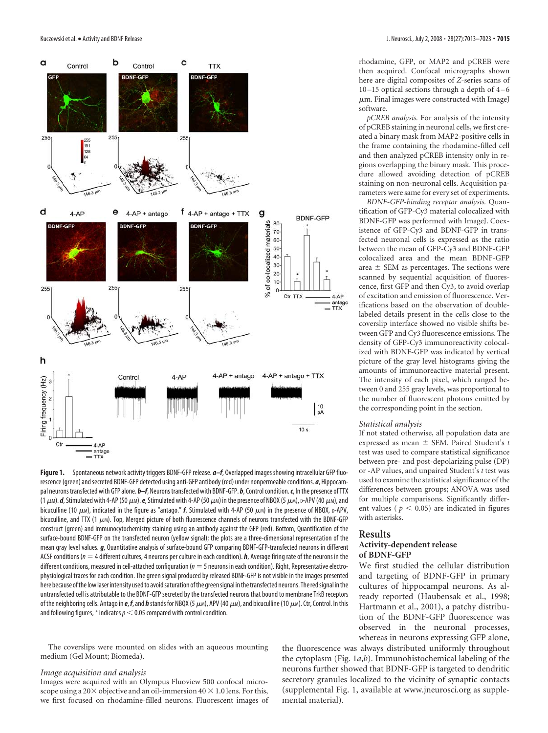**Figure 1.** Spontaneous network activity triggers BDNF-GFP release. ***a–f***, Overlapped images showing intracellular GFP fluorescence (green) and secreted BDNF-GFP detected using anti-GFP antibody (red) under nonpermeable conditions. ***a***, Hippocampal neurons transfected with GFP alone. ***b–f***, Neurons transfected with BDNF-GFP. ***b***, Control condition. ***c***, In the presence of TTX (1 μM). ***d***, Stimulated with 4-AP (50 μM). ***e***, Stimulated with 4-AP (50 μM) in the presence of NBQX (5 μM), D-APV (40 μM), and bicuculline (10 μM), indicated in the figure as "antago." ***f***, Stimulated with 4-AP (50 μM) in the presence of NBQX, D-APV, bicuculline, and TTX (1 μM). Top, Merged picture of both fluorescence channels of neurons transfected with the BDNF-GFP construct (green) and immunocytochemistry staining using an antibody against the GFP (red). Bottom, Quantification of the surface-bound BDNF-GFP on the transfected neuron (yellow signal); the plots are a three-dimensional representation of the mean gray level values. ***g***, Quantitative analysis of surface-bound GFP comparing BDNF-GFP-transfected neurons in different ACSF conditions ($n = 4$ different cultures, 4 neurons per culture in each condition). ***h***, Average firing rate of the neurons in the different conditions, measured in cell-attached configuration ($n = 5$ neurons in each condition). Right, Representative electrophysiological traces for each condition. The green signal produced by released BDNF-GFP is not visible in the images presented here because of the low laser intensity used to avoid saturation of the green signal in the transfected neurons. The red signal in the untransfected cell is attributable to the BDNF-GFP secreted by the transfected neurons that bound to membrane TrkB receptors of the neighboring cells. Antago in ***e***, ***f***, and ***h*** stands for NBQX (5 μM), APV (40 μM), and bicuculline (10 μM). Ctr, Control. In this and following figures, * indicates $p < 0.05$ compared with control condition.

The coverslips were mounted on slides with an aqueous mounting medium (Gel Mount; Biomeda).

*Image acquisition and analysis*
Images were acquired with an Olympus Fluoview 500 confocal microscope using a 20× objective and an oil-immersion 40 × 1.0 lens. For this, we first focused on rhodamine-filled neurons. Fluorescent images of rhodamine, GFP, or MAP2 and pCREB were then acquired. Confocal micrographs shown here are digital composites of Z-series scans of 10–15 optical sections through a depth of 4–6 μm. Final images were constructed with ImageJ software.

*pCREB analysis.* For analysis of the intensity of pCREB staining in neuronal cells, we first created a binary mask from MAP2-positive cells in the frame containing the rhodamine-filled cell and then analyzed pCREB intensity only in regions overlapping the binary mask. This procedure allowed avoiding detection of pCREB staining on non-neuronal cells. Acquisition parameters were same for every set of experiments.

*BDNF-GFP-binding receptor analysis.* Quantification of GFP-Cy3 material colocalized with BDNF-GFP was performed with ImageJ. Coexistence of GFP-Cy3 and BDNF-GFP in transfected neuronal cells is expressed as the ratio between the mean of GFP-Cy3 and BDNF-GFP colocalized area and the mean BDNF-GFP area ± SEM as percentages. The sections were scanned by sequential acquisition of fluorescence, first GFP and then Cy3, to avoid overlap of excitation and emission of fluorescence. Verifications based on the observation of double-labeled details present in the cells close to the coverslip interface showed no visible shifts between GFP and Cy3 fluorescence emissions. The density of GFP-Cy3 immunoreactivity colocalized with BDNF-GFP was indicated by vertical picture of the gray level histograms giving the amounts of immunoreactive material present. The intensity of each pixel, which ranged between 0 and 255 gray levels, was proportional to the number of fluorescent photons emitted by the corresponding point in the section.

*Statistical analysis*
If not stated otherwise, all population data are expressed as mean ± SEM. Paired Student's *t* test was used to compare statistical significance between pre- and post-depolarizing pulse (DP) or -AP values, and unpaired Student's *t* test was used to examine the statistical significance of the differences between groups; ANOVA was used for multiple comparisons. Significantly different values ($p < 0.05$) are indicated in figures with asterisks.

## Results

### Activity-dependent release of BDNF-GFP

We first studied the cellular distribution and targeting of BDNF-GFP in primary cultures of hippocampal neurons. As already reported (Haubensak et al., 1998; Hartmann et al., 2001), a patchy distribution of the BDNF-GFP fluorescence was observed in the neuronal processes, whereas in neurons expressing GFP alone, the fluorescence was always distributed uniformly throughout the cytoplasm (Fig. 1*a*,*b*). Immunohistochemical labeling of the neurons further showed that BDNF-GFP is targeted to dendritic secretory granules localized to the vicinity of synaptic contacts (supplemental Fig. 1, available at www.jneurosci.org as supplemental material).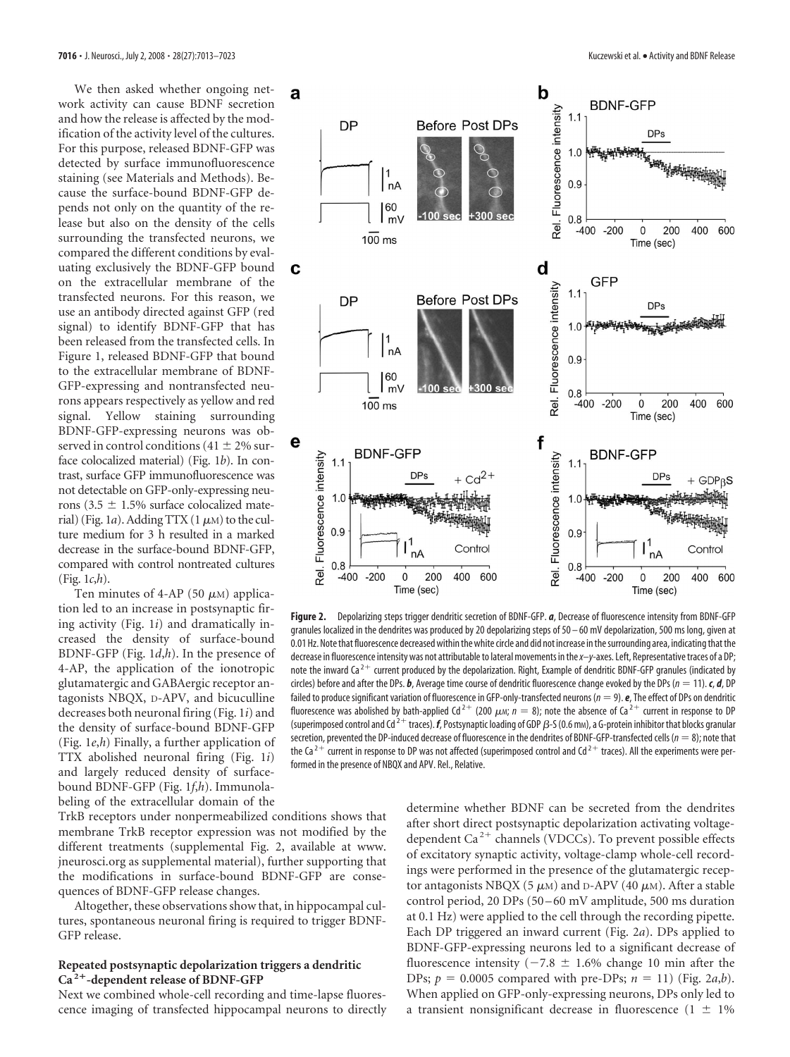We then asked whether ongoing network activity can cause BDNF secretion and how the release is affected by the modification of the activity level of the cultures. For this purpose, released BDNF-GFP was detected by surface immunofluorescence staining (see Materials and Methods). Because the surface-bound BDNF-GFP depends not only on the quantity of the release but also on the density of the cells surrounding the transfected neurons, we compared the different conditions by evaluating exclusively the BDNF-GFP bound on the extracellular membrane of the transfected neurons. For this reason, we use an antibody directed against GFP (red signal) to identify BDNF-GFP that has been released from the transfected cells. In Figure 1, released BDNF-GFP that bound to the extracellular membrane of BDNF-GFP-expressing and nontransfected neurons appears respectively as yellow and red signal. Yellow staining surrounding BDNF-GFP-expressing neurons was observed in control conditions ($41 \pm 2\%$ surface colocalized material) (Fig. 1*b*). In contrast, surface GFP immunofluorescence was not detectable on GFP-only-expressing neurons ($3.5 \pm 1.5\%$ surface colocalized material) (Fig. 1*a*). Adding TTX (1 $\mu$M) to the culture medium for 3 h resulted in a marked decrease in the surface-bound BDNF-GFP, compared with control nontreated cultures (Fig. 1*c*,*h*).

Ten minutes of 4-AP (50 $\mu$M) application led to an increase in postsynaptic firing activity (Fig. 1*i*) and dramatically increased the density of surface-bound BDNF-GFP (Fig. 1*d*,*h*). In the presence of 4-AP, the application of the ionotropic glutamatergic and GABAergic receptor antagonists NBQX, D-APV, and bicuculline decreases both neuronal firing (Fig. 1*i*) and the density of surface-bound BDNF-GFP (Fig. 1*e*,*h*) Finally, a further application of TTX abolished neuronal firing (Fig. 1*i*) and largely reduced density of surface-bound BDNF-GFP (Fig. 1*f*,*h*). Immunolabeling of the extracellular domain of the TrkB receptors under nonpermeabilized conditions shows that membrane TrkB receptor expression was not modified by the different treatments (supplemental Fig. 2, available at www.jneurosci.org as supplemental material), further supporting that the modifications in surface-bound BDNF-GFP are consequences of BDNF-GFP release changes.

Altogether, these observations show that, in hippocampal cultures, spontaneous neuronal firing is required to trigger BDNF-GFP release.

### Repeated postsynaptic depolarization triggers a dendritic $Ca^{2+}$-dependent release of BDNF-GFP

Next we combined whole-cell recording and time-lapse fluorescence imaging of transfected hippocampal neurons to directly determine whether BDNF can be secreted from the dendrites after short direct postsynaptic depolarization activating voltage-dependent $Ca^{2+}$ channels (VDCCs). To prevent possible effects of excitatory synaptic activity, voltage-clamp whole-cell recordings were performed in the presence of the glutamatergic receptor antagonists NBQX (5 $\mu$M) and D-APV (40 $\mu$M). After a stable control period, 20 DPs (50–60 mV amplitude, 500 ms duration at 0.1 Hz) were applied to the cell through the recording pipette. Each DP triggered an inward current (Fig. 2*a*). DPs applied to BDNF-GFP-expressing neurons led to a significant decrease of fluorescence intensity ($-7.8 \pm 1.6\%$ change 10 min after the DPs; $p = 0.0005$ compared with pre-DPs; $n = 11$) (Fig. 2*a*,*b*). When applied on GFP-only-expressing neurons, DPs only led to a transient nonsignificant decrease in fluorescence ($1 \pm 1\%$

a
DP
1 nA
60 mV
100 ms
Before Post DPs
-100 sec +300 sec

b
BDNF-GFP
DPs
Rel. Fluorescence intensity
1.1
1.0
0.9
0.8
-400 -200 0 200 400 600
Time (sec)

c
DP
1 nA
60 mV
100 ms
Before Post DPs
-100 sec +300 sec

d
GFP
DPs
Rel. Fluorescence intensity
1.1
1.0
0.9
0.8
-400 -200 0 200 400 600
Time (sec)

e
BDNF-GFP
DPs + $Cd^{2+}$
Rel. Fluorescence intensity
1.1
1.0
0.9
0.8
-400 -200 0 200 400 600
Time (sec)
1 nA
Control

f
BDNF-GFP
DPs + GDPβS
Rel. Fluorescence intensity
1.1
1.0
0.9
0.8
-400 -200 0 200 400 600
Time (sec)
1 nA
Control

**Figure 2.** Depolarizing steps trigger dendritic secretion of BDNF-GFP. ***a***, Decrease of fluorescence intensity from BDNF-GFP granules localized in the dendrites was produced by 20 depolarizing steps of 50–60 mV depolarization, 500 ms long, given at 0.01 Hz. Note that fluorescence decreased within the white circle and did not increase in the surrounding area, indicating that the decrease in fluorescence intensity was not attributable to lateral movements in the *x*–*y*-axes. Left, Representative traces of a DP; note the inward $Ca^{2+}$ current produced by the depolarization. Right, Example of dendritic BDNF-GFP granules (indicated by circles) before and after the DPs. ***b***, Average time course of dendritic fluorescence change evoked by the DPs ($n = 11$). ***c***, ***d***, DP failed to produce significant variation of fluorescence in GFP-only-transfected neurons ($n = 9$). ***e***, The effect of DPs on dendritic fluorescence was abolished by bath-applied $Cd^{2+}$ (200 $\mu$M; $n = 8$); note the absence of $Ca^{2+}$ current in response to DP (superimposed control and $Cd^{2+}$ traces). ***f***, Postsynaptic loading of GDP β-S (0.6 mM), a G-protein inhibitor that blocks granular secretion, prevented the DP-induced decrease of fluorescence in the dendrites of BDNF-GFP-transfected cells ($n = 8$); note that the $Ca^{2+}$ current in response to DP was not affected (superimposed control and $Cd^{2+}$ traces). All the experiments were performed in the presence of NBQX and APV. Rel., Relative.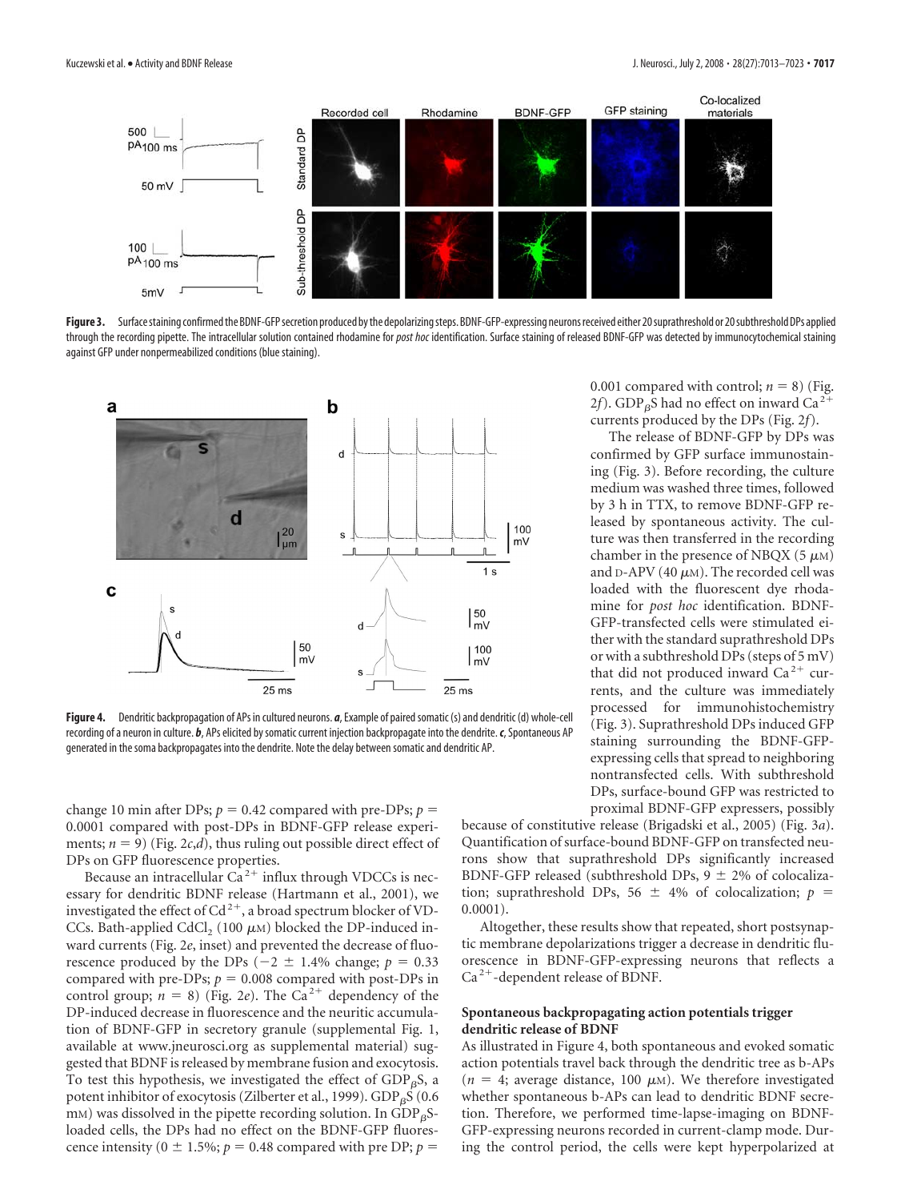**Figure 3.** Surface staining confirmed the BDNF-GFP secretion produced by the depolarizing steps. BDNF-GFP-expressing neurons received either 20 suprathreshold or 20 subthreshold DPs applied through the recording pipette. The intracellular solution contained rhodamine for *post hoc* identification. Surface staining of released BDNF-GFP was detected by immunocytochemical staining against GFP under nonpermeabilized conditions (blue staining).

**Figure 4.** Dendritic backpropagation of APs in cultured neurons. ***a***, Example of paired somatic (s) and dendritic (d) whole-cell recording of a neuron in culture. ***b***, APs elicited by somatic current injection backpropagate into the dendrite. ***c***, Spontaneous AP generated in the soma backpropagates into the dendrite. Note the delay between somatic and dendritic AP.

change 10 min after DPs; $p = 0.42$ compared with pre-DPs; $p = 0.0001$ compared with post-DPs in BDNF-GFP release experiments; $n = 9$) (Fig. 2*c*,*d*), thus ruling out possible direct effect of DPs on GFP fluorescence properties.

Because an intracellular $Ca^{2+}$ influx through VDCCs is necessary for dendritic BDNF release (Hartmann et al., 2001), we investigated the effect of $Cd^{2+}$, a broad spectrum blocker of VDCCs. Bath-applied $CdCl_2$ (100 $\mu$M) blocked the DP-induced inward currents (Fig. 2*e*, inset) and prevented the decrease of fluorescence produced by the DPs ($-2 \pm 1.4\%$ change; $p = 0.33$ compared with pre-DPs; $p = 0.008$ compared with post-DPs in control group; $n = 8$) (Fig. 2*e*). The $Ca^{2+}$ dependency of the DP-induced decrease in fluorescence and the neuritic accumulation of BDNF-GFP in secretory granule (supplemental Fig. 1, available at www.jneurosci.org as supplemental material) suggested that BDNF is released by membrane fusion and exocytosis. To test this hypothesis, we investigated the effect of $GDP_\beta S$, a potent inhibitor of exocytosis (Zilberter et al., 1999). $GDP_\beta S$ (0.6 mM) was dissolved in the pipette recording solution. In $GDP_\beta S$-loaded cells, the DPs had no effect on the BDNF-GFP fluorescence intensity ($0 \pm 1.5\%$; $p = 0.48$ compared with pre DP; $p = 0.001$ compared with control; $n = 8$) (Fig. 2*f*). $GDP_\beta S$ had no effect on inward $Ca^{2+}$ currents produced by the DPs (Fig. 2*f*).

The release of BDNF-GFP by DPs was confirmed by GFP surface immunostaining (Fig. 3). Before recording, the culture medium was washed three times, followed by 3 h in TTX, to remove BDNF-GFP released by spontaneous activity. The culture was then transferred in the recording chamber in the presence of NBQX (5 $\mu$M) and D-APV (40 $\mu$M). The recorded cell was loaded with the fluorescent dye rhodamine for *post hoc* identification. BDNF-GFP-transfected cells were stimulated either with the standard suprathreshold DPs or with a subthreshold DPs (steps of 5 mV) that did not produced inward $Ca^{2+}$ currents, and the culture was immediately processed for immunohistochemistry (Fig. 3). Suprathreshold DPs induced GFP staining surrounding the BDNF-GFP-expressing cells that spread to neighboring nontransfected cells. With subthreshold DPs, surface-bound GFP was restricted to proximal BDNF-GFP expressers, possibly because of constitutive release (Brigadski et al., 2005) (Fig. 3*a*). Quantification of surface-bound BDNF-GFP on transfected neurons show that suprathreshold DPs significantly increased BDNF-GFP released (subthreshold DPs, $9 \pm 2\%$ of colocalization; suprathreshold DPs, $56 \pm 4\%$ of colocalization; $p = 0.0001$).

Altogether, these results show that repeated, short postsynaptic membrane depolarizations trigger a decrease in dendritic fluorescence in BDNF-GFP-expressing neurons that reflects a $Ca^{2+}$-dependent release of BDNF.

### Spontaneous backpropagating action potentials trigger dendritic release of BDNF

As illustrated in Figure 4, both spontaneous and evoked somatic action potentials travel back through the dendritic tree as b-APs ($n = 4$; average distance, 100 $\mu$M). We therefore investigated whether spontaneous b-APs can lead to dendritic BDNF secretion. Therefore, we performed time-lapse-imaging on BDNF-GFP-expressing neurons recorded in current-clamp mode. During the control period, the cells were kept hyperpolarized at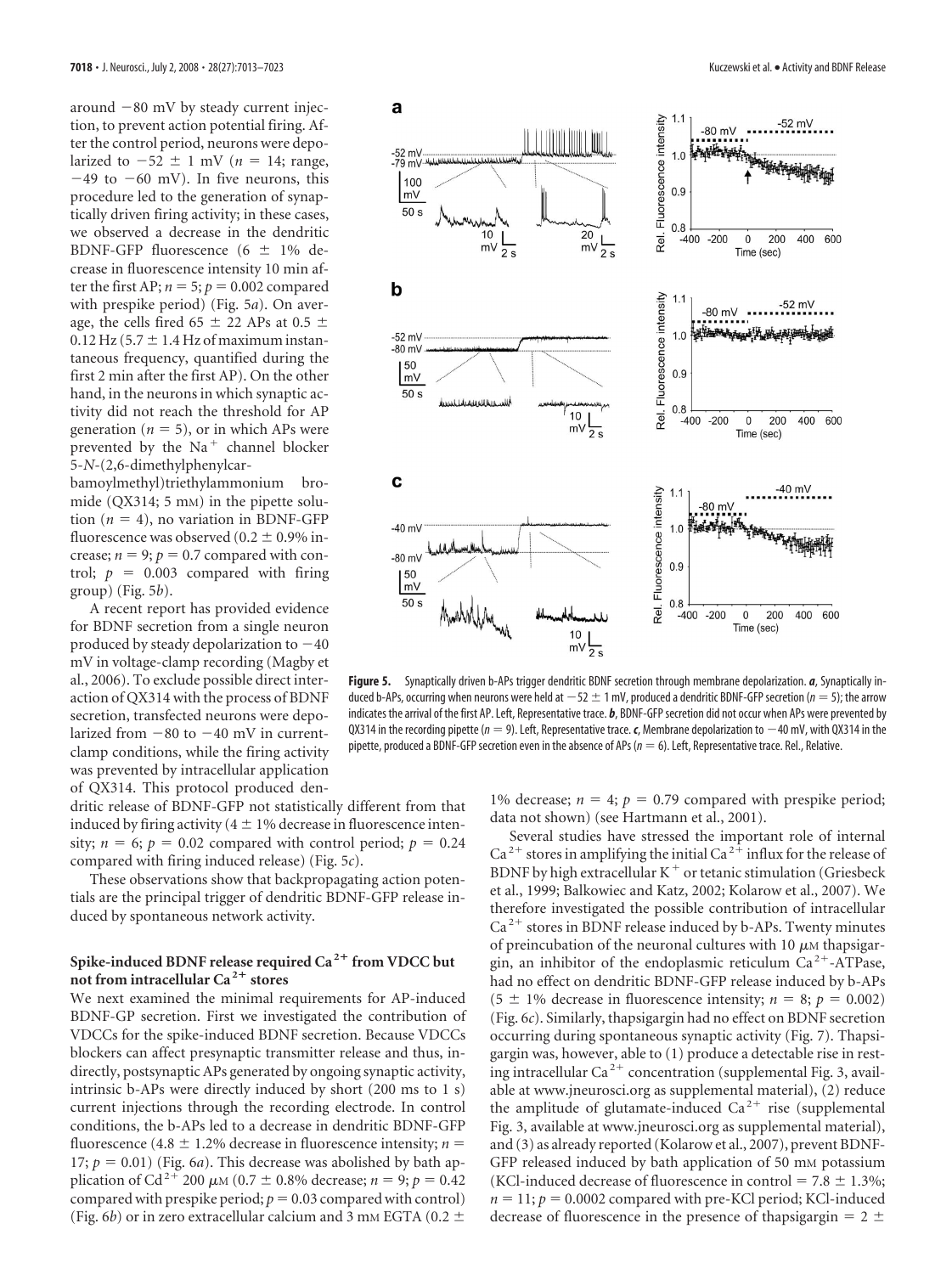around −80 mV by steady current injection, to prevent action potential firing. After the control period, neurons were depolarized to −52 ± 1 mV ($n = 14$; range, −49 to −60 mV). In five neurons, this procedure led to the generation of synaptically driven firing activity; in these cases, we observed a decrease in the dendritic BDNF-GFP fluorescence (6 ± 1% decrease in fluorescence intensity 10 min after the first AP; $n = 5$; $p = 0.002$ compared with prespike period) (Fig. 5*a*). On average, the cells fired 65 ± 22 APs at 0.5 ± 0.12 Hz (5.7 ± 1.4 Hz of maximum instantaneous frequency, quantified during the first 2 min after the first AP). On the other hand, in the neurons in which synaptic activity did not reach the threshold for AP generation ($n = 5$), or in which APs were prevented by the $Na^+$ channel blocker 5-*N*-(2,6-dimethylphenylcarbamoylmethyl)triethylammonium bromide (QX314; 5 mM) in the pipette solution ($n = 4$), no variation in BDNF-GFP fluorescence was observed (0.2 ± 0.9% increase; $n = 9$; $p = 0.7$ compared with control; $p = 0.003$ compared with firing group) (Fig. 5*b*).

A recent report has provided evidence for BDNF secretion from a single neuron produced by steady depolarization to −40 mV in voltage-clamp recording (Magby et al., 2006). To exclude possible direct interaction of QX314 with the process of BDNF secretion, transfected neurons were depolarized from −80 to −40 mV in current-clamp conditions, while the firing activity was prevented by intracellular application of QX314. This protocol produced dendritic release of BDNF-GFP not statistically different from that induced by firing activity (4 ± 1% decrease in fluorescence intensity; $n = 6$; $p = 0.02$ compared with control period; $p = 0.24$ compared with firing induced release) (Fig. 5*c*).

These observations show that backpropagating action potentials are the principal trigger of dendritic BDNF-GFP release induced by spontaneous network activity.

a

-52 mV
-79 mV
100 mV
50 s
10 mV
2 s
20 mV
2 s

Rel. Fluorescence intensity
-80 mV
-52 mV
Time (sec)

b

-52 mV
-80 mV
50 mV
50 s
10 mV
2 s

Rel. Fluorescence intensity
-80 mV
-52 mV
Time (sec)

c

-40 mV
-80 mV
50 mV
50 s
10 mV
2 s

Rel. Fluorescence intensity
-80 mV
-40 mV
Time (sec)

**Figure 5.** Synaptically driven b-APs trigger dendritic BDNF secretion through membrane depolarization. ***a***, Synaptically induced b-APs, occurring when neurons were held at −52 ± 1 mV, produced a dendritic BDNF-GFP secretion ($n = 5$); the arrow indicates the arrival of the first AP. Left, Representative trace. ***b***, BDNF-GFP secretion did not occur when APs were prevented by QX314 in the recording pipette ($n = 9$). Left, Representative trace. ***c***, Membrane depolarization to −40 mV, with QX314 in the pipette, produced a BDNF-GFP secretion even in the absence of APs ($n = 6$). Left, Representative trace. Rel., Relative.

## Spike-induced BDNF release required $Ca^{2+}$ from VDCC but not from intracellular $Ca^{2+}$ stores

We next examined the minimal requirements for AP-induced BDNF-GP secretion. First we investigated the contribution of VDCCs for the spike-induced BDNF secretion. Because VDCCs blockers can affect presynaptic transmitter release and thus, indirectly, postsynaptic APs generated by ongoing synaptic activity, intrinsic b-APs were directly induced by short (200 ms to 1 s) current injections through the recording electrode. In control conditions, the b-APs led to a decrease in dendritic BDNF-GFP fluorescence (4.8 ± 1.2% decrease in fluorescence intensity; $n = 17$; $p = 0.01$) (Fig. 6*a*). This decrease was abolished by bath application of $Cd^{2+}$ 200 μM (0.7 ± 0.8% decrease; $n = 9$; $p = 0.42$ compared with prespike period; $p = 0.03$ compared with control) (Fig. 6*b*) or in zero extracellular calcium and 3 mM EGTA (0.2 ± 1% decrease; $n = 4$; $p = 0.79$ compared with prespike period; data not shown) (see Hartmann et al., 2001).

Several studies have stressed the important role of internal $Ca^{2+}$ stores in amplifying the initial $Ca^{2+}$ influx for the release of BDNF by high extracellular $K^+$ or tetanic stimulation (Griesbeck et al., 1999; Balkowiec and Katz, 2002; Kolarow et al., 2007). We therefore investigated the possible contribution of intracellular $Ca^{2+}$ stores in BDNF release induced by b-APs. Twenty minutes of preincubation of the neuronal cultures with 10 μM thapsigargin, an inhibitor of the endoplasmic reticulum $Ca^{2+}$-ATPase, had no effect on dendritic BDNF-GFP release induced by b-APs (5 ± 1% decrease in fluorescence intensity; $n = 8$; $p = 0.002$) (Fig. 6*c*). Similarly, thapsigargin had no effect on BDNF secretion occurring during spontaneous synaptic activity (Fig. 7). Thapsigargin was, however, able to (1) produce a detectable rise in resting intracellular $Ca^{2+}$ concentration (supplemental Fig. 3, available at www.jneurosci.org as supplemental material), (2) reduce the amplitude of glutamate-induced $Ca^{2+}$ rise (supplemental Fig. 3, available at www.jneurosci.org as supplemental material), and (3) as already reported (Kolarow et al., 2007), prevent BDNF-GFP released induced by bath application of 50 mM potassium (KCl-induced decrease of fluorescence in control = 7.8 ± 1.3%; $n = 11$; $p = 0.0002$ compared with pre-KCl period; KCl-induced decrease of fluorescence in the presence of thapsigargin = 2 ±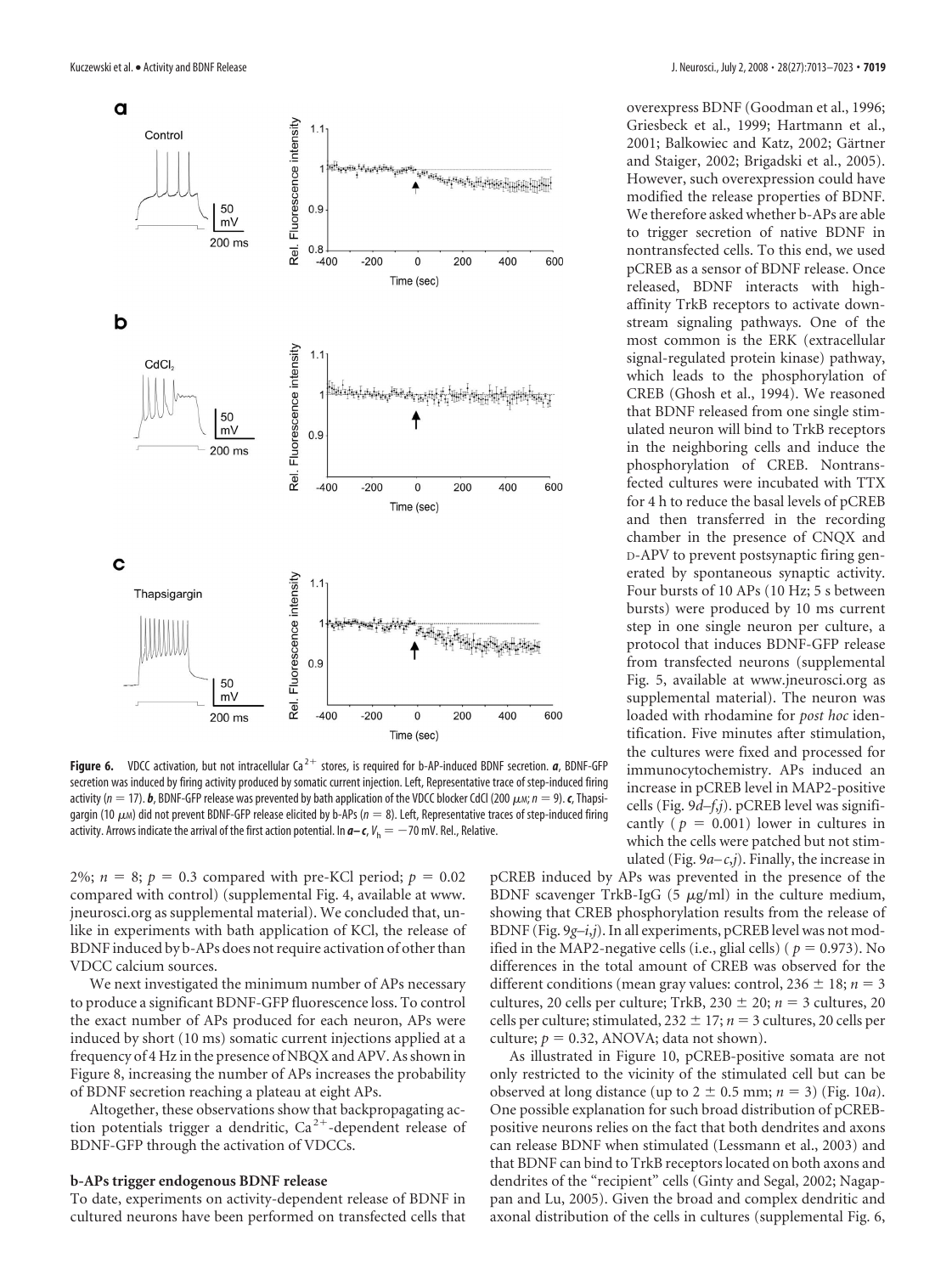a

Control

50 mV

200 ms

Rel. Fluorescence intensity

1.1

1

0.9

0.8

-400 -200 0 200 400 600

Time (sec)

b

$CdCl_2$

50 mV

200 ms

Rel. Fluorescence intensity

1.1

1

0.9

-400 -200 0 200 400 600

Time (sec)

c

Thapsigargin

50 mV

200 ms

Rel. Fluorescence intensity

1.1

1

0.9

-400 -200 0 200 400 600

Time (sec)

**Figure 6.** VDCC activation, but not intracellular $Ca^{2+}$ stores, is required for b-AP-induced BDNF secretion. ***a***, BDNF-GFP secretion was induced by firing activity produced by somatic current injection. Left, Representative trace of step-induced firing activity ($n = 17$). ***b***, BDNF-GFP release was prevented by bath application of the VDCC blocker CdCl (200 $\mu$M; $n = 9$). ***c***, Thapsigargin (10 $\mu$M) did not prevent BDNF-GFP release elicited by b-APs ($n = 8$). Left, Representative traces of step-induced firing activity. Arrows indicate the arrival of the first action potential. In ***a–c***, $V_h = -70$ mV. Rel., Relative.

2%; $n = 8$; $p = 0.3$ compared with pre-KCl period; $p = 0.02$ compared with control) (supplemental Fig. 4, available at www.jneurosci.org as supplemental material). We concluded that, unlike in experiments with bath application of KCl, the release of BDNF induced by b-APs does not require activation of other than VDCC calcium sources.

We next investigated the minimum number of APs necessary to produce a significant BDNF-GFP fluorescence loss. To control the exact number of APs produced for each neuron, APs were induced by short (10 ms) somatic current injections applied at a frequency of 4 Hz in the presence of NBQX and APV. As shown in Figure 8, increasing the number of APs increases the probability of BDNF secretion reaching a plateau at eight APs.

Altogether, these observations show that backpropagating action potentials trigger a dendritic, $Ca^{2+}$-dependent release of BDNF-GFP through the activation of VDCCs.

### b-APs trigger endogenous BDNF release

To date, experiments on activity-dependent release of BDNF in cultured neurons have been performed on transfected cells that overexpress BDNF (Goodman et al., 1996; Griesbeck et al., 1999; Hartmann et al., 2001; Balkowiec and Katz, 2002; Gärtner and Staiger, 2002; Brigadski et al., 2005). However, such overexpression could have modified the release properties of BDNF. We therefore asked whether b-APs are able to trigger secretion of native BDNF in nontransfected cells. To this end, we used pCREB as a sensor of BDNF release. Once released, BDNF interacts with high-affinity TrkB receptors to activate downstream signaling pathways. One of the most common is the ERK (extracellular signal-regulated protein kinase) pathway, which leads to the phosphorylation of CREB (Ghosh et al., 1994). We reasoned that BDNF released from one single stimulated neuron will bind to TrkB receptors in the neighboring cells and induce the phosphorylation of CREB. Nontransfected cultures were incubated with TTX for 4 h to reduce the basal levels of pCREB and then transferred in the recording chamber in the presence of CNQX and D-APV to prevent postsynaptic firing generated by spontaneous synaptic activity. Four bursts of 10 APs (10 Hz; 5 s between bursts) were produced by 10 ms current step in one single neuron per culture, a protocol that induces BDNF-GFP release from transfected neurons (supplemental Fig. 5, available at www.jneurosci.org as supplemental material). The neuron was loaded with rhodamine for *post hoc* identification. Five minutes after stimulation, the cultures were fixed and processed for immunocytochemistry. APs induced an increase in pCREB level in MAP2-positive cells (Fig. 9*d–f,j*). pCREB level was significantly ($p = 0.001$) lower in cultures in which the cells were patched but not stimulated (Fig. 9*a–c,j*). Finally, the increase in pCREB induced by APs was prevented in the presence of the BDNF scavenger TrkB-IgG (5 $\mu$g/ml) in the culture medium, showing that CREB phosphorylation results from the release of BDNF (Fig. 9*g–i,j*). In all experiments, pCREB level was not modified in the MAP2-negative cells (i.e., glial cells) ($p = 0.973$). No differences in the total amount of CREB was observed for the different conditions (mean gray values: control, 236 ± 18; $n = 3$ cultures, 20 cells per culture; TrkB, 230 ± 20; $n = 3$ cultures, 20 cells per culture; stimulated, 232 ± 17; $n = 3$ cultures, 20 cells per culture; $p = 0.32$, ANOVA; data not shown).

As illustrated in Figure 10, pCREB-positive somata are not only restricted to the vicinity of the stimulated cell but can be observed at long distance (up to 2 ± 0.5 mm; $n = 3$) (Fig. 10*a*). One possible explanation for such broad distribution of pCREB-positive neurons relies on the fact that both dendrites and axons can release BDNF when stimulated (Lessmann et al., 2003) and that BDNF can bind to TrkB receptors located on both axons and dendrites of the "recipient" cells (Ginty and Segal, 2002; Nagappan and Lu, 2005). Given the broad and complex dendritic and axonal distribution of the cells in cultures (supplemental Fig. 6,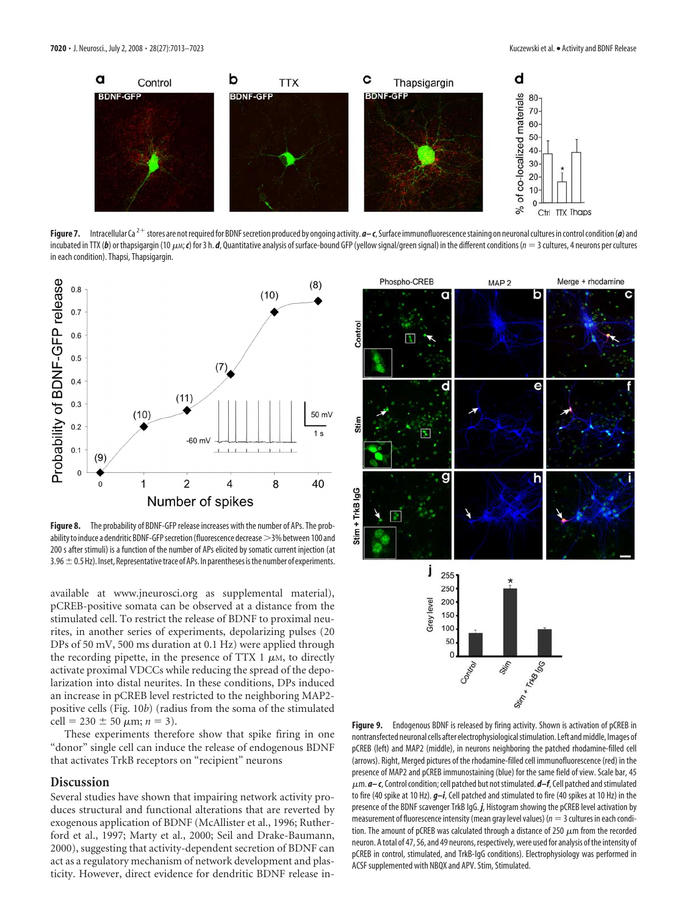a Control

BDNF-GFP

b TTX

BDNF-GFP

c Thapsigargin

BDNF-GFP

d

% of co-localized materials

80
70
60
50
40
30
20
10
0

*

Ctrl TTX Thaps

**Figure 7.** Intracellular $Ca^{2+}$ stores are not required for BDNF secretion produced by ongoing activity. ***a–c***, Surface immunofluorescence staining on neuronal cultures in control condition (***a***) and incubated in TTX (***b***) or thapsigargin (10 $\mu$M; ***c***) for 3 h. ***d***, Quantitative analysis of surface-bound GFP (yellow signal/green signal) in the different conditions ($n = 3$ cultures, 4 neurons per cultures in each condition). Thapsi, Thapsigargin.

Probability of BDNF-GFP release

0.8
0.7
0.6
0.5
0.4
0.3
0.2
0.1
0

(9)
(10)
(11)
(7)
(10)
(8)

50 mV
1 s
-60 mV

0 1 2 4 8 40

Number of spikes

**Figure 8.** The probability of BDNF-GFP release increases with the number of APs. The probability to induce a dendritic BDNF-GFP secretion (fluorescence decrease >3% between 100 and 200 s after stimuli) is a function of the number of APs elicited by somatic current injection (at 3.96 ± 0.5 Hz). Inset, Representative trace of APs. In parentheses is the number of experiments.

Phospho-CREB

MAP 2

Merge + rhodamine

a b c

Control

d e f

Stim

g h i

Stim + TrkB IgG

j

Grey level

255
250
200
150
100
50
0

*

Control Stim Stim + TrkB IgG

**Figure 9.** Endogenous BDNF is released by firing activity. Shown is activation of pCREB in nontransfected neuronal cells after electrophysiological stimulation. Left and middle, Images of pCREB (left) and MAP2 (middle), in neurons neighboring the patched rhodamine-filled cell (arrows). Right, Merged pictures of the rhodamine-filled cell immunofluorescence (red) in the presence of MAP2 and pCREB immunostaining (blue) for the same field of view. Scale bar, 45 $\mu$m. ***a–c***, Control condition; cell patched but not stimulated. ***d–f***, Cell patched and stimulated to fire (40 spike at 10 Hz). ***g–i***, Cell patched and stimulated to fire (40 spikes at 10 Hz) in the presence of the BDNF scavenger TrkB IgG. ***j***, Histogram showing the pCREB level activation by measurement of fluorescence intensity (mean gray level values) ($n = 3$ cultures in each condition). The amount of pCREB was calculated through a distance of 250 $\mu$m from the recorded neuron. A total of 47, 56, and 49 neurons, respectively, were used for analysis of the intensity of pCREB in control, stimulated, and TrkB-IgG conditions). Electrophysiology was performed in ACSF supplemented with NBQX and APV. Stim, Stimulated.

available at www.jneurosci.org as supplemental material), pCREB-positive somata can be observed at a distance from the stimulated cell. To restrict the release of BDNF to proximal neurites, in another series of experiments, depolarizing pulses (20 DPs of 50 mV, 500 ms duration at 0.1 Hz) were applied through the recording pipette, in the presence of TTX 1 $\mu$M, to directly activate proximal VDCCs while reducing the spread of the depolarization into distal neurites. In these conditions, DPs induced an increase in pCREB level restricted to the neighboring MAP2-positive cells (Fig. 10*b*) (radius from the soma of the stimulated cell = 230 ± 50 $\mu$m; $n = 3$).

These experiments therefore show that spike firing in one "donor" single cell can induce the release of endogenous BDNF that activates TrkB receptors on "recipient" neurons

## Discussion

Several studies have shown that impairing network activity produces structural and functional alterations that are reverted by exogenous application of BDNF (McAllister et al., 1996; Rutherford et al., 1997; Marty et al., 2000; Seil and Drake-Baumann, 2000), suggesting that activity-dependent secretion of BDNF can act as a regulatory mechanism of network development and plasticity. However, direct evidence for dendritic BDNF release in-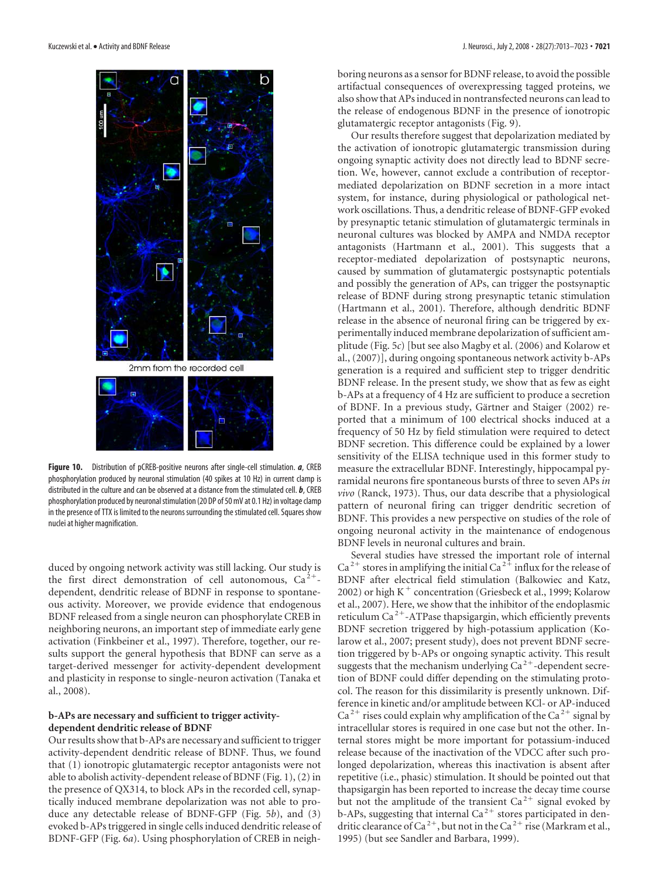a

b

100 um

2mm from the recorded cell

**Figure 10.** Distribution of pCREB-positive neurons after single-cell stimulation. ***a***, CREB phosphorylation produced by neuronal stimulation (40 spikes at 10 Hz) in current clamp is distributed in the culture and can be observed at a distance from the stimulated cell. ***b***, CREB phosphorylation produced by neuronal stimulation (20 DP of 50 mV at 0.1 Hz) in voltage clamp in the presence of TTX is limited to the neurons surrounding the stimulated cell. Squares show nuclei at higher magnification.

duced by ongoing network activity was still lacking. Our study is the first direct demonstration of cell autonomous, $Ca^{2+}$-dependent, dendritic release of BDNF in response to spontaneous activity. Moreover, we provide evidence that endogenous BDNF released from a single neuron can phosphorylate CREB in neighboring neurons, an important step of immediate early gene activation (Finkbeiner et al., 1997). Therefore, together, our results support the general hypothesis that BDNF can serve as a target-derived messenger for activity-dependent development and plasticity in response to single-neuron activation (Tanaka et al., 2008).

### b-APs are necessary and sufficient to trigger activity-dependent dendritic release of BDNF

Our results show that b-APs are necessary and sufficient to trigger activity-dependent dendritic release of BDNF. Thus, we found that (1) ionotropic glutamatergic receptor antagonists were not able to abolish activity-dependent release of BDNF (Fig. 1), (2) in the presence of QX314, to block APs in the recorded cell, synaptically induced membrane depolarization was not able to produce any detectable release of BDNF-GFP (Fig. 5*b*), and (3) evoked b-APs triggered in single cells induced dendritic release of BDNF-GFP (Fig. 6*a*). Using phosphorylation of CREB in neighboring neurons as a sensor for BDNF release, to avoid the possible artifactual consequences of overexpressing tagged proteins, we also show that APs induced in nontransfected neurons can lead to the release of endogenous BDNF in the presence of ionotropic glutamatergic receptor antagonists (Fig. 9).

Our results therefore suggest that depolarization mediated by the activation of ionotropic glutamatergic transmission during ongoing synaptic activity does not directly lead to BDNF secretion. We, however, cannot exclude a contribution of receptor-mediated depolarization on BDNF secretion in a more intact system, for instance, during physiological or pathological network oscillations. Thus, a dendritic release of BDNF-GFP evoked by presynaptic tetanic stimulation of glutamatergic terminals in neuronal cultures was blocked by AMPA and NMDA receptor antagonists (Hartmann et al., 2001). This suggests that a receptor-mediated depolarization of postsynaptic neurons, caused by summation of glutamatergic postsynaptic potentials and possibly the generation of APs, can trigger the postsynaptic release of BDNF during strong presynaptic tetanic stimulation (Hartmann et al., 2001). Therefore, although dendritic BDNF release in the absence of neuronal firing can be triggered by experimentally induced membrane depolarization of sufficient amplitude (Fig. 5*c*) [but see also Magby et al. (2006) and Kolarow et al., (2007)], during ongoing spontaneous network activity b-APs generation is a required and sufficient step to trigger dendritic BDNF release. In the present study, we show that as few as eight b-APs at a frequency of 4 Hz are sufficient to produce a secretion of BDNF. In a previous study, Gärtner and Staiger (2002) reported that a minimum of 100 electrical shocks induced at a frequency of 50 Hz by field stimulation were required to detect BDNF secretion. This difference could be explained by a lower sensitivity of the ELISA technique used in this former study to measure the extracellular BDNF. Interestingly, hippocampal pyramidal neurons fire spontaneous bursts of three to seven APs *in vivo* (Ranck, 1973). Thus, our data describe that a physiological pattern of neuronal firing can trigger dendritic secretion of BDNF. This provides a new perspective on studies of the role of ongoing neuronal activity in the maintenance of endogenous BDNF levels in neuronal cultures and brain.

Several studies have stressed the important role of internal $Ca^{2+}$ stores in amplifying the initial $Ca^{2+}$ influx for the release of BDNF after electrical field stimulation (Balkowiec and Katz, 2002) or high $K^+$ concentration (Griesbeck et al., 1999; Kolarow et al., 2007). Here, we show that the inhibitor of the endoplasmic reticulum $Ca^{2+}$-ATPase thapsigargin, which efficiently prevents BDNF secretion triggered by high-potassium application (Kolarow et al., 2007; present study), does not prevent BDNF secretion triggered by b-APs or ongoing synaptic activity. This result suggests that the mechanism underlying $Ca^{2+}$-dependent secretion of BDNF could differ depending on the stimulating protocol. The reason for this dissimilarity is presently unknown. Difference in kinetic and/or amplitude between KCl- or AP-induced $Ca^{2+}$ rises could explain why amplification of the $Ca^{2+}$ signal by intracellular stores is required in one case but not the other. Internal stores might be more important for potassium-induced release because of the inactivation of the VDCC after such prolonged depolarization, whereas this inactivation is absent after repetitive (i.e., phasic) stimulation. It should be pointed out that thapsigargin has been reported to increase the decay time course but not the amplitude of the transient $Ca^{2+}$ signal evoked by b-APs, suggesting that internal $Ca^{2+}$ stores participated in dendritic clearance of $Ca^{2+}$, but not in the $Ca^{2+}$ rise (Markram et al., 1995) (but see Sandler and Barbara, 1999).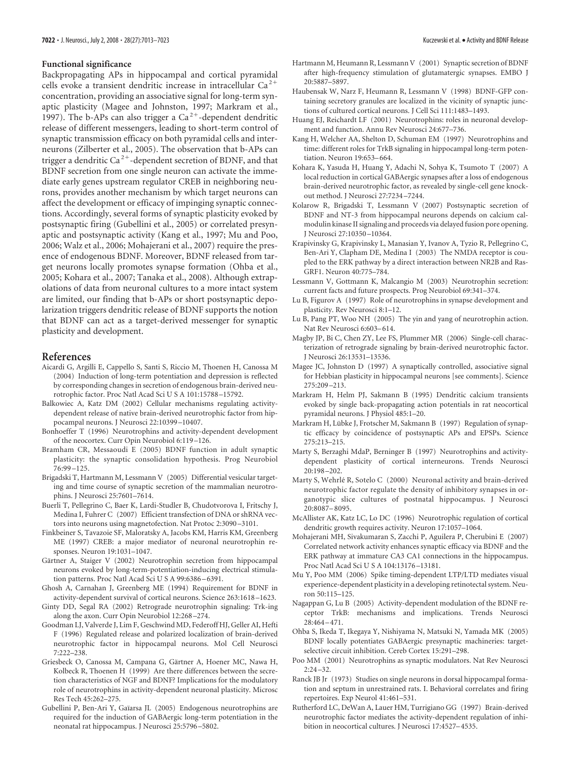### Functional significance

Backpropagating APs in hippocampal and cortical pyramidal cells evoke a transient dendritic increase in intracellular $Ca^{2+}$ concentration, providing an associative signal for long-term synaptic plasticity (Magee and Johnston, 1997; Markram et al., 1997). The b-APs can also trigger a $Ca^{2+}$-dependent dendritic release of different messengers, leading to short-term control of synaptic transmission efficacy on both pyramidal cells and interneurons (Zilberter et al., 2005). The observation that b-APs can trigger a dendritic $Ca^{2+}$-dependent secretion of BDNF, and that BDNF secretion from one single neuron can activate the immediate early genes upstream regulator CREB in neighboring neurons, provides another mechanism by which target neurons can affect the development or efficacy of impinging synaptic connections. Accordingly, several forms of synaptic plasticity evoked by postsynaptic firing (Gubellini et al., 2005) or correlated presynaptic and postsynaptic activity (Kang et al., 1997; Mu and Poo, 2006; Walz et al., 2006; Mohajerani et al., 2007) require the presence of endogenous BDNF. Moreover, BDNF released from target neurons locally promotes synapse formation (Ohba et al., 2005; Kohara et al., 2007; Tanaka et al., 2008). Although extrapolations of data from neuronal cultures to a more intact system are limited, our finding that b-APs or short postsynaptic depolarization triggers dendritic release of BDNF supports the notion that BDNF can act as a target-derived messenger for synaptic plasticity and development.

## References

Aicardi G, Argilli E, Cappello S, Santi S, Riccio M, Thoenen H, Canossa M (2004) Induction of long-term potentiation and depression is reflected by corresponding changes in secretion of endogenous brain-derived neurotrophic factor. Proc Natl Acad Sci U S A 101:15788–15792.

Balkowiec A, Katz DM (2002) Cellular mechanisms regulating activity-dependent release of native brain-derived neurotrophic factor from hippocampal neurons. J Neurosci 22:10399–10407.

Bonhoeffer T (1996) Neurotrophins and activity-dependent development of the neocortex. Curr Opin Neurobiol 6:119–126.

Bramham CR, Messaoudi E (2005) BDNF function in adult synaptic plasticity: the synaptic consolidation hypothesis. Prog Neurobiol 76:99–125.

Brigadski T, Hartmann M, Lessmann V (2005) Differential vesicular targeting and time course of synaptic secretion of the mammalian neurotrophins. J Neurosci 25:7601–7614.

Buerli T, Pellegrino C, Baer K, Lardi-Studler B, Chudotvorova I, Fritschy J, Medina I, Fuhrer C (2007) Efficient transfection of DNA or shRNA vectors into neurons using magnetofection. Nat Protoc 2:3090–3101.

Finkbeiner S, Tavazoie SF, Maloratsky A, Jacobs KM, Harris KM, Greenberg ME (1997) CREB: a major mediator of neuronal neurotrophin responses. Neuron 19:1031–1047.

Gärtner A, Staiger V (2002) Neurotrophin secretion from hippocampal neurons evoked by long-term-potentiation-inducing electrical stimulation patterns. Proc Natl Acad Sci U S A 99:6386–6391.

Ghosh A, Carnahan J, Greenberg ME (1994) Requirement for BDNF in activity-dependent survival of cortical neurons. Science 263:1618–1623.

Ginty DD, Segal RA (2002) Retrograde neurotrophin signaling: Trk-ing along the axon. Curr Opin Neurobiol 12:268–274.

Goodman LJ, Valverde J, Lim F, Geschwind MD, Federoff HJ, Geller AI, Hefti F (1996) Regulated release and polarized localization of brain-derived neurotrophic factor in hippocampal neurons. Mol Cell Neurosci 7:222–238.

Griesbeck O, Canossa M, Campana G, Gärtner A, Hoener MC, Nawa H, Kolbeck R, Thoenen H (1999) Are there differences between the secretion characteristics of NGF and BDNF? Implications for the modulatory role of neurotrophins in activity-dependent neuronal plasticity. Microsc Res Tech 45:262–275.

Gubellini P, Ben-Ari Y, Gaïarsa JL (2005) Endogenous neurotrophins are required for the induction of GABAergic long-term potentiation in the neonatal rat hippocampus. J Neurosci 25:5796–5802.

Hartmann M, Heumann R, Lessmann V (2001) Synaptic secretion of BDNF after high-frequency stimulation of glutamatergic synapses. EMBO J 20:5887–5897.

Haubensak W, Narz F, Heumann R, Lessmann V (1998) BDNF-GFP containing secretory granules are localized in the vicinity of synaptic junctions of cultured cortical neurons. J Cell Sci 111:1483–1493.

Huang EJ, Reichardt LF (2001) Neurotrophins: roles in neuronal development and function. Annu Rev Neurosci 24:677–736.

Kang H, Welcher AA, Shelton D, Schuman EM (1997) Neurotrophins and time: different roles for TrkB signaling in hippocampal long-term potentiation. Neuron 19:653–664.

Kohara K, Yasuda H, Huang Y, Adachi N, Sohya K, Tsumoto T (2007) A local reduction in cortical GABAergic synapses after a loss of endogenous brain-derived neurotrophic factor, as revealed by single-cell gene knockout method. J Neurosci 27:7234–7244.

Kolarow R, Brigadski T, Lessmann V (2007) Postsynaptic secretion of BDNF and NT-3 from hippocampal neurons depends on calcium calmodulin kinase II signaling and proceeds via delayed fusion pore opening. J Neurosci 27:10350–10364.

Krapivinsky G, Krapivinsky L, Manasian Y, Ivanov A, Tyzio R, Pellegrino C, Ben-Ari Y, Clapham DE, Medina I (2003) The NMDA receptor is coupled to the ERK pathway by a direct interaction between NR2B and Ras-GRF1. Neuron 40:775–784.

Lessmann V, Gottmann K, Malcangio M (2003) Neurotrophin secretion: current facts and future prospects. Prog Neurobiol 69:341–374.

Lu B, Figurov A (1997) Role of neurotrophins in synapse development and plasticity. Rev Neurosci 8:1–12.

Lu B, Pang PT, Woo NH (2005) The yin and yang of neurotrophin action. Nat Rev Neurosci 6:603–614.

Magby JP, Bi C, Chen ZY, Lee FS, Plummer MR (2006) Single-cell characterization of retrograde signaling by brain-derived neurotrophic factor. J Neurosci 26:13531–13536.

Magee JC, Johnston D (1997) A synaptically controlled, associative signal for Hebbian plasticity in hippocampal neurons [see comments]. Science 275:209–213.

Markram H, Helm PJ, Sakmann B (1995) Dendritic calcium transients evoked by single back-propagating action potentials in rat neocortical pyramidal neurons. J Physiol 485:1–20.

Markram H, Lübke J, Frotscher M, Sakmann B (1997) Regulation of synaptic efficacy by coincidence of postsynaptic APs and EPSPs. Science 275:213–215.

Marty S, Berzaghi MdaP, Berninger B (1997) Neurotrophins and activity-dependent plasticity of cortical interneurons. Trends Neurosci 20:198–202.

Marty S, Wehrlé R, Sotelo C (2000) Neuronal activity and brain-derived neurotrophic factor regulate the density of inhibitory synapses in organotypic slice cultures of postnatal hippocampus. J Neurosci 20:8087–8095.

McAllister AK, Katz LC, Lo DC (1996) Neurotrophic regulation of cortical dendritic growth requires activity. Neuron 17:1057–1064.

Mohajerani MH, Sivakumaran S, Zacchi P, Aguilera P, Cherubini E (2007) Correlated network activity enhances synaptic efficacy via BDNF and the ERK pathway at immature CA3 CA1 connections in the hippocampus. Proc Natl Acad Sci U S A 104:13176–13181.

Mu Y, Poo MM (2006) Spike timing-dependent LTP/LTD mediates visual experience-dependent plasticity in a developing retinotectal system. Neuron 50:115–125.

Nagappan G, Lu B (2005) Activity-dependent modulation of the BDNF receptor TrkB: mechanisms and implications. Trends Neurosci 28:464–471.

Ohba S, Ikeda T, Ikegaya Y, Nishiyama N, Matsuki N, Yamada MK (2005) BDNF locally potentiates GABAergic presynaptic machineries: target-selective circuit inhibition. Cereb Cortex 15:291–298.

Poo MM (2001) Neurotrophins as synaptic modulators. Nat Rev Neurosci 2:24–32.

Ranck JB Jr (1973) Studies on single neurons in dorsal hippocampal formation and septum in unrestrained rats. I. Behavioral correlates and firing repertoires. Exp Neurol 41:461–531.

Rutherford LC, DeWan A, Lauer HM, Turrigiano GG (1997) Brain-derived neurotrophic factor mediates the activity-dependent regulation of inhibition in neocortical cultures. J Neurosci 17:4527–4535.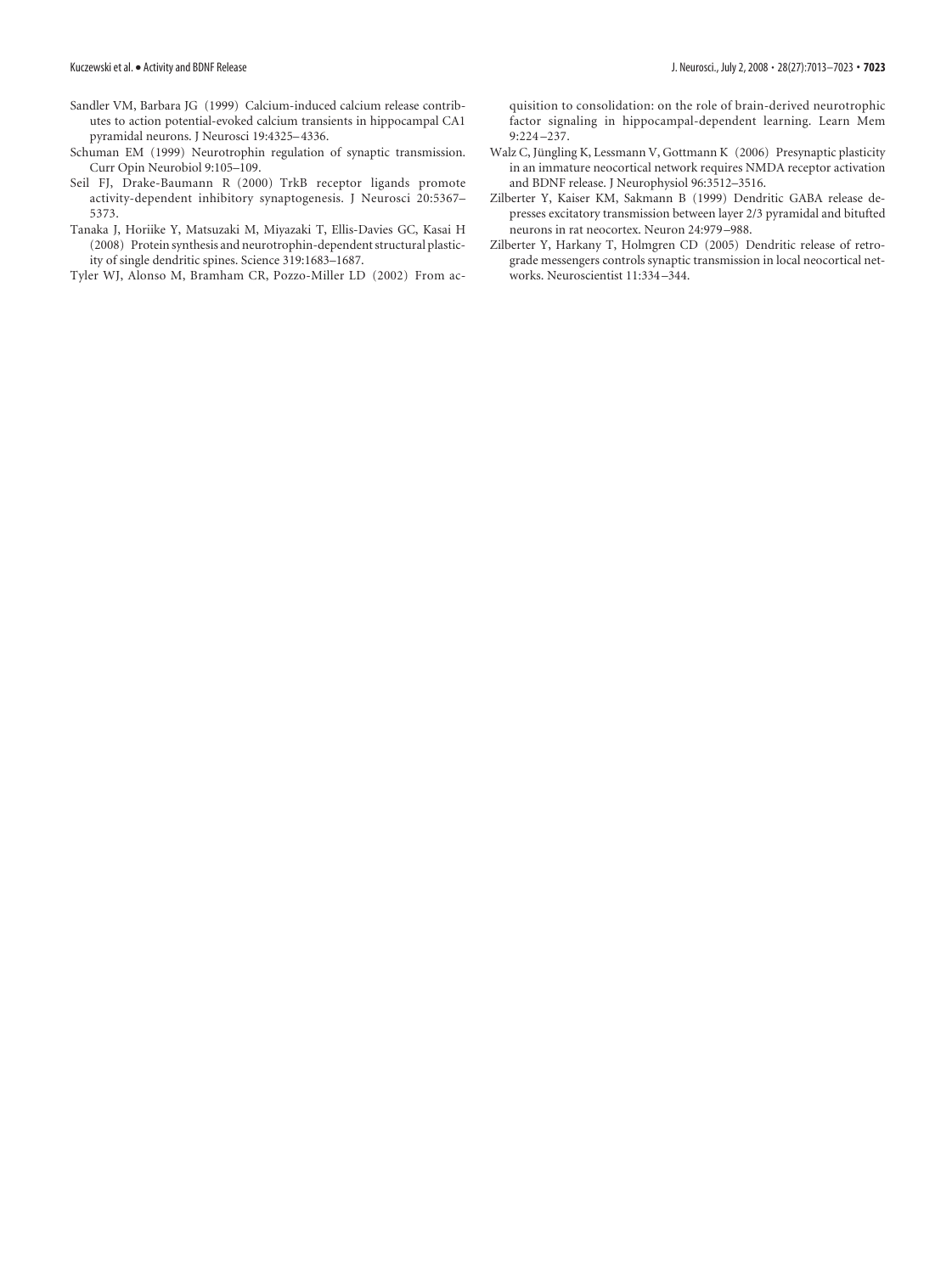Sandler VM, Barbara JG (1999) Calcium-induced calcium release contributes to action potential-evoked calcium transients in hippocampal CA1 pyramidal neurons. J Neurosci 19:4325–4336.

Schuman EM (1999) Neurotrophin regulation of synaptic transmission. Curr Opin Neurobiol 9:105–109.

Seil FJ, Drake-Baumann R (2000) TrkB receptor ligands promote activity-dependent inhibitory synaptogenesis. J Neurosci 20:5367–5373.

Tanaka J, Horiike Y, Matsuzaki M, Miyazaki T, Ellis-Davies GC, Kasai H (2008) Protein synthesis and neurotrophin-dependent structural plasticity of single dendritic spines. Science 319:1683–1687.

Tyler WJ, Alonso M, Bramham CR, Pozzo-Miller LD (2002) From acquisition to consolidation: on the role of brain-derived neurotrophic factor signaling in hippocampal-dependent learning. Learn Mem 9:224–237.

Walz C, Jüngling K, Lessmann V, Gottmann K (2006) Presynaptic plasticity in an immature neocortical network requires NMDA receptor activation and BDNF release. J Neurophysiol 96:3512–3516.

Zilberter Y, Kaiser KM, Sakmann B (1999) Dendritic GABA release depresses excitatory transmission between layer 2/3 pyramidal and bitufted neurons in rat neocortex. Neuron 24:979–988.

Zilberter Y, Harkany T, Holmgren CD (2005) Dendritic release of retrograde messengers controls synaptic transmission in local neocortical networks. Neuroscientist 11:334–344.